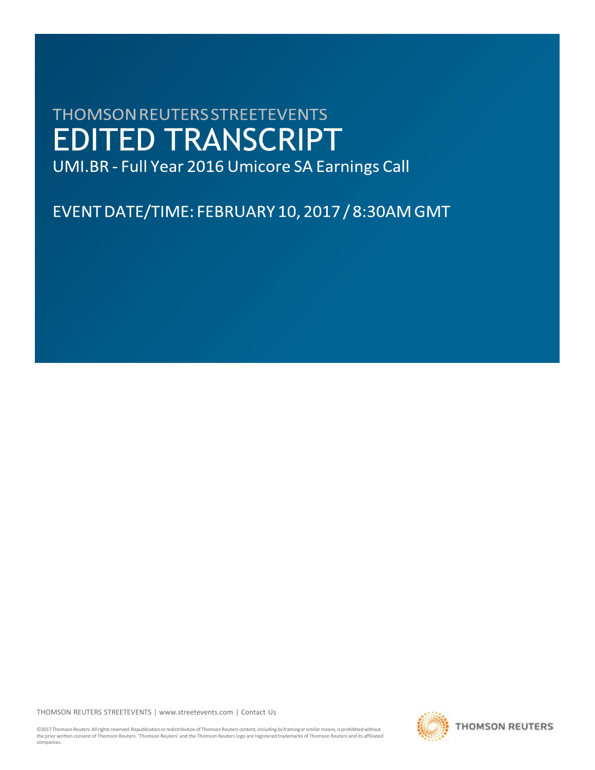# THOMSON REUTERS STREETEVENTS

# EDITED TRANSCRIPT

## UMI.BR - Full Year 2016 Umicore SA Earnings Call

## EVENT DATE/TIME: FEBRUARY 10, 2017 / 8:30AM GMT

THOMSON REUTERS STREETEVENTS | www.streetevents.com | Contact Us

©2017 Thomson Reuters. All rights reserved. Republication or redistribution of Thomson Reuters content, including by framing or similar means, is prohibited without the prior written consent of Thomson Reuters. 'Thomson Reuters' and the Thomson Reuters logo are registered trademarks of Thomson Reuters and its affiliated companies.

THOMSON REUTERS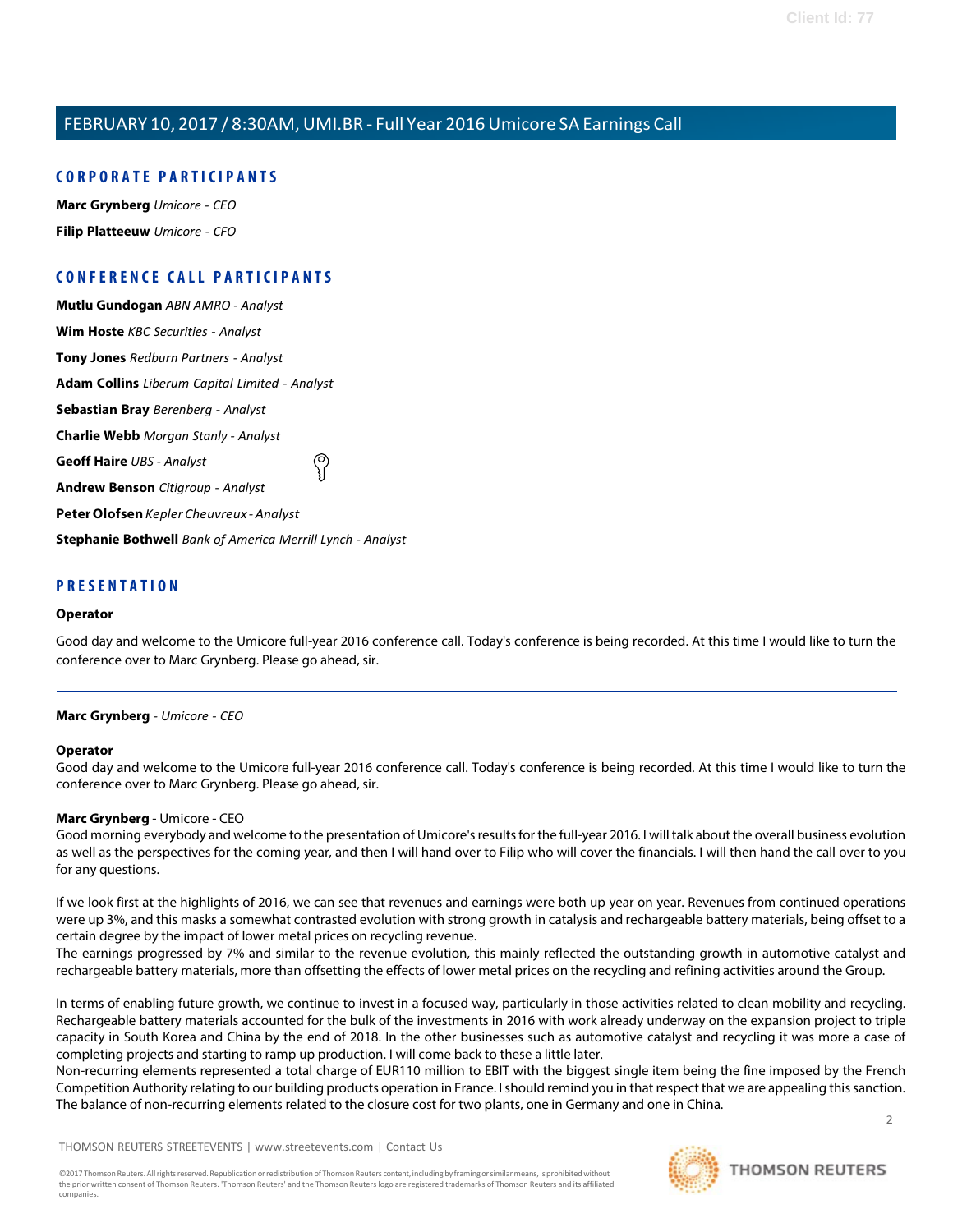## CORPORATE PARTICIPANTS

**Marc Grynberg** *Umicore - CEO*

**Filip Platteeuw** *Umicore - CFO*

## CONFERENCE CALL PARTICIPANTS

**Mutlu Gundogan** *ABN AMRO - Analyst*

**Wim Hoste** *KBC Securities - Analyst*

**Tony Jones** *Redburn Partners - Analyst*

**Adam Collins** *Liberum Capital Limited - Analyst*

**Sebastian Bray** *Berenberg - Analyst*

**Charlie Webb** *Morgan Stanly - Analyst*

**Geoff Haire** *UBS - Analyst*

**Andrew Benson** *Citigroup - Analyst*

**Peter Olofsen** *Kepler Cheuvreux - Analyst*

**Stephanie Bothwell** *Bank of America Merrill Lynch - Analyst*

## PRESENTATION

**Operator**

Good day and welcome to the Umicore full-year 2016 conference call. Today's conference is being recorded. At this time I would like to turn the conference over to Marc Grynberg. Please go ahead, sir.

---

**Marc Grynberg** - *Umicore - CEO*

**Operator**

Good day and welcome to the Umicore full-year 2016 conference call. Today's conference is being recorded. At this time I would like to turn the conference over to Marc Grynberg. Please go ahead, sir.

**Marc Grynberg** - Umicore - CEO

Good morning everybody and welcome to the presentation of Umicore's results for the full-year 2016. I will talk about the overall business evolution as well as the perspectives for the coming year, and then I will hand over to Filip who will cover the financials. I will then hand the call over to you for any questions.

If we look first at the highlights of 2016, we can see that revenues and earnings were both up year on year. Revenues from continued operations were up 3%, and this masks a somewhat contrasted evolution with strong growth in catalysis and rechargeable battery materials, being offset to a certain degree by the impact of lower metal prices on recycling revenue.

The earnings progressed by 7% and similar to the revenue evolution, this mainly reflected the outstanding growth in automotive catalyst and rechargeable battery materials, more than offsetting the effects of lower metal prices on the recycling and refining activities around the Group.

In terms of enabling future growth, we continue to invest in a focused way, particularly in those activities related to clean mobility and recycling. Rechargeable battery materials accounted for the bulk of the investments in 2016 with work already underway on the expansion project to triple capacity in South Korea and China by the end of 2018. In the other businesses such as automotive catalyst and recycling it was more a case of completing projects and starting to ramp up production. I will come back to these a little later.

Non-recurring elements represented a total charge of EUR110 million to EBIT with the biggest single item being the fine imposed by the French Competition Authority relating to our building products operation in France. I should remind you in that respect that we are appealing this sanction. The balance of non-recurring elements related to the closure cost for two plants, one in Germany and one in China.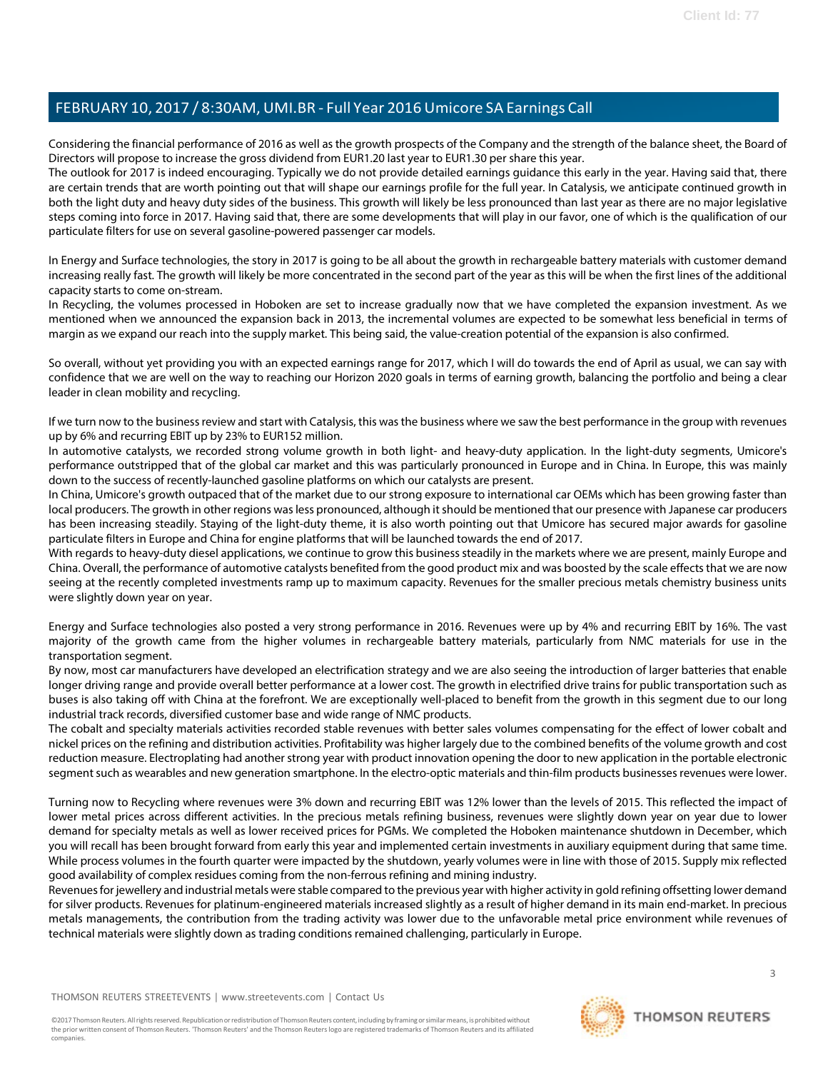Considering the financial performance of 2016 as well as the growth prospects of the Company and the strength of the balance sheet, the Board of Directors will propose to increase the gross dividend from EUR1.20 last year to EUR1.30 per share this year.

The outlook for 2017 is indeed encouraging. Typically we do not provide detailed earnings guidance this early in the year. Having said that, there are certain trends that are worth pointing out that will shape our earnings profile for the full year. In Catalysis, we anticipate continued growth in both the light duty and heavy duty sides of the business. This growth will likely be less pronounced than last year as there are no major legislative steps coming into force in 2017. Having said that, there are some developments that will play in our favor, one of which is the qualification of our particulate filters for use on several gasoline-powered passenger car models.

In Energy and Surface technologies, the story in 2017 is going to be all about the growth in rechargeable battery materials with customer demand increasing really fast. The growth will likely be more concentrated in the second part of the year as this will be when the first lines of the additional capacity starts to come on-stream.

In Recycling, the volumes processed in Hoboken are set to increase gradually now that we have completed the expansion investment. As we mentioned when we announced the expansion back in 2013, the incremental volumes are expected to be somewhat less beneficial in terms of margin as we expand our reach into the supply market. This being said, the value-creation potential of the expansion is also confirmed.

So overall, without yet providing you with an expected earnings range for 2017, which I will do towards the end of April as usual, we can say with confidence that we are well on the way to reaching our Horizon 2020 goals in terms of earning growth, balancing the portfolio and being a clear leader in clean mobility and recycling.

If we turn now to the business review and start with Catalysis, this was the business where we saw the best performance in the group with revenues up by 6% and recurring EBIT up by 23% to EUR152 million.

In automotive catalysts, we recorded strong volume growth in both light- and heavy-duty application. In the light-duty segments, Umicore's performance outstripped that of the global car market and this was particularly pronounced in Europe and in China. In Europe, this was mainly down to the success of recently-launched gasoline platforms on which our catalysts are present.

In China, Umicore's growth outpaced that of the market due to our strong exposure to international car OEMs which has been growing faster than local producers. The growth in other regions was less pronounced, although it should be mentioned that our presence with Japanese car producers has been increasing steadily. Staying of the light-duty theme, it is also worth pointing out that Umicore has secured major awards for gasoline particulate filters in Europe and China for engine platforms that will be launched towards the end of 2017.

With regards to heavy-duty diesel applications, we continue to grow this business steadily in the markets where we are present, mainly Europe and China. Overall, the performance of automotive catalysts benefited from the good product mix and was boosted by the scale effects that we are now seeing at the recently completed investments ramp up to maximum capacity. Revenues for the smaller precious metals chemistry business units were slightly down year on year.

Energy and Surface technologies also posted a very strong performance in 2016. Revenues were up by 4% and recurring EBIT by 16%. The vast majority of the growth came from the higher volumes in rechargeable battery materials, particularly from NMC materials for use in the transportation segment.

By now, most car manufacturers have developed an electrification strategy and we are also seeing the introduction of larger batteries that enable longer driving range and provide overall better performance at a lower cost. The growth in electrified drive trains for public transportation such as buses is also taking off with China at the forefront. We are exceptionally well-placed to benefit from the growth in this segment due to our long industrial track records, diversified customer base and wide range of NMC products.

The cobalt and specialty materials activities recorded stable revenues with better sales volumes compensating for the effect of lower cobalt and nickel prices on the refining and distribution activities. Profitability was higher largely due to the combined benefits of the volume growth and cost reduction measure. Electroplating had another strong year with product innovation opening the door to new application in the portable electronic segment such as wearables and new generation smartphone. In the electro-optic materials and thin-film products businesses revenues were lower.

Turning now to Recycling where revenues were 3% down and recurring EBIT was 12% lower than the levels of 2015. This reflected the impact of lower metal prices across different activities. In the precious metals refining business, revenues were slightly down year on year due to lower demand for specialty metals as well as lower received prices for PGMs. We completed the Hoboken maintenance shutdown in December, which you will recall has been brought forward from early this year and implemented certain investments in auxiliary equipment during that same time. While process volumes in the fourth quarter were impacted by the shutdown, yearly volumes were in line with those of 2015. Supply mix reflected good availability of complex residues coming from the non-ferrous refining and mining industry.

Revenues for jewellery and industrial metals were stable compared to the previous year with higher activity in gold refining offsetting lower demand for silver products. Revenues for platinum-engineered materials increased slightly as a result of higher demand in its main end-market. In precious metals managements, the contribution from the trading activity was lower due to the unfavorable metal price environment while revenues of technical materials were slightly down as trading conditions remained challenging, particularly in Europe.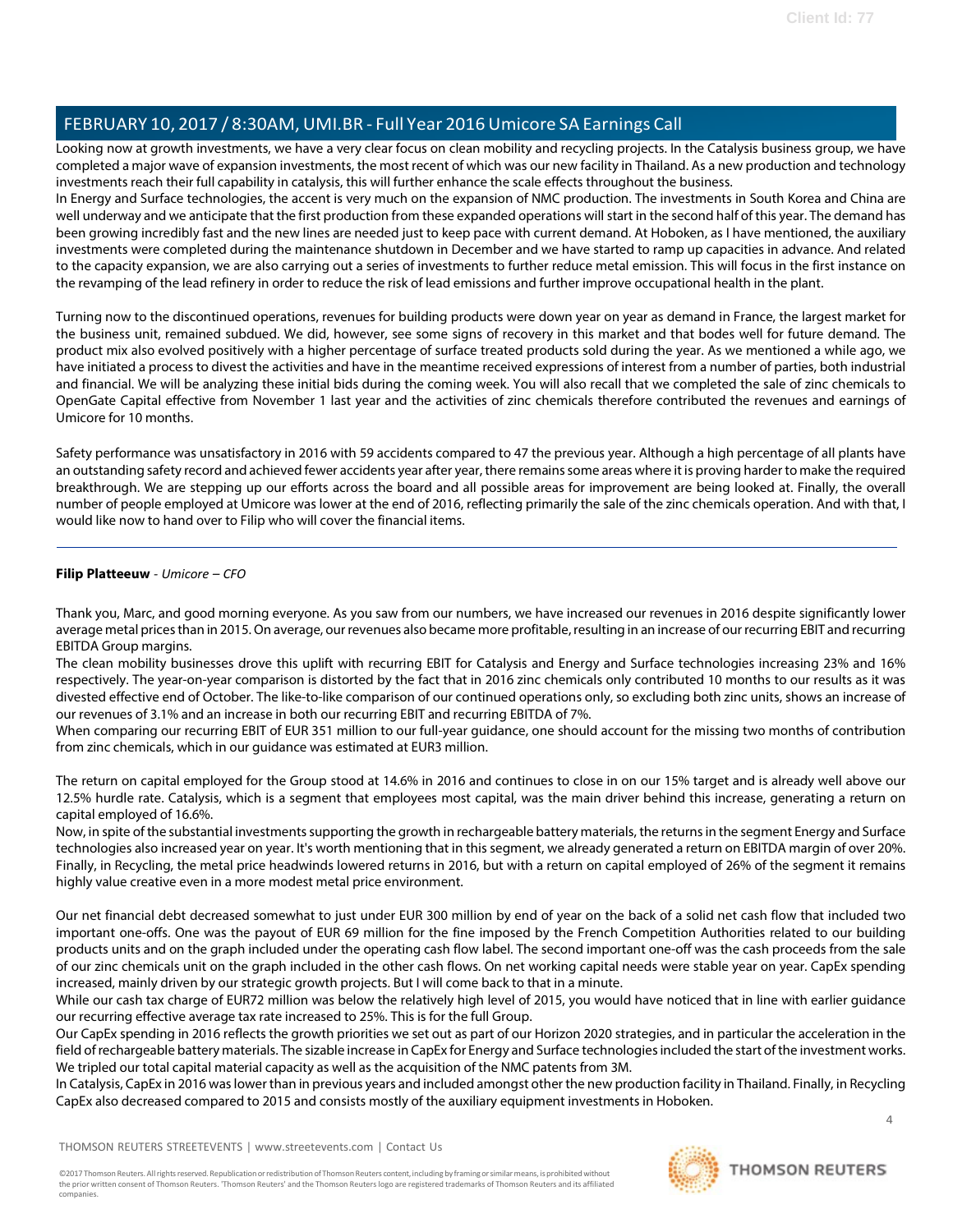Looking now at growth investments, we have a very clear focus on clean mobility and recycling projects. In the Catalysis business group, we have completed a major wave of expansion investments, the most recent of which was our new facility in Thailand. As a new production and technology investments reach their full capability in catalysis, this will further enhance the scale effects throughout the business.

In Energy and Surface technologies, the accent is very much on the expansion of NMC production. The investments in South Korea and China are well underway and we anticipate that the first production from these expanded operations will start in the second half of this year. The demand has been growing incredibly fast and the new lines are needed just to keep pace with current demand. At Hoboken, as I have mentioned, the auxiliary investments were completed during the maintenance shutdown in December and we have started to ramp up capacities in advance. And related to the capacity expansion, we are also carrying out a series of investments to further reduce metal emission. This will focus in the first instance on the revamping of the lead refinery in order to reduce the risk of lead emissions and further improve occupational health in the plant.

Turning now to the discontinued operations, revenues for building products were down year on year as demand in France, the largest market for the business unit, remained subdued. We did, however, see some signs of recovery in this market and that bodes well for future demand. The product mix also evolved positively with a higher percentage of surface treated products sold during the year. As we mentioned a while ago, we have initiated a process to divest the activities and have in the meantime received expressions of interest from a number of parties, both industrial and financial. We will be analyzing these initial bids during the coming week. You will also recall that we completed the sale of zinc chemicals to OpenGate Capital effective from November 1 last year and the activities of zinc chemicals therefore contributed the revenues and earnings of Umicore for 10 months.

Safety performance was unsatisfactory in 2016 with 59 accidents compared to 47 the previous year. Although a high percentage of all plants have an outstanding safety record and achieved fewer accidents year after year, there remains some areas where it is proving harder to make the required breakthrough. We are stepping up our efforts across the board and all possible areas for improvement are being looked at. Finally, the overall number of people employed at Umicore was lower at the end of 2016, reflecting primarily the sale of the zinc chemicals operation. And with that, I would like now to hand over to Filip who will cover the financial items.

---

**Filip Platteeuw** - *Umicore – CFO*

Thank you, Marc, and good morning everyone. As you saw from our numbers, we have increased our revenues in 2016 despite significantly lower average metal prices than in 2015. On average, our revenues also became more profitable, resulting in an increase of our recurring EBIT and recurring EBITDA Group margins.

The clean mobility businesses drove this uplift with recurring EBIT for Catalysis and Energy and Surface technologies increasing 23% and 16% respectively. The year-on-year comparison is distorted by the fact that in 2016 zinc chemicals only contributed 10 months to our results as it was divested effective end of October. The like-to-like comparison of our continued operations only, so excluding both zinc units, shows an increase of our revenues of 3.1% and an increase in both our recurring EBIT and recurring EBITDA of 7%.

When comparing our recurring EBIT of EUR 351 million to our full-year guidance, one should account for the missing two months of contribution from zinc chemicals, which in our guidance was estimated at EUR3 million.

The return on capital employed for the Group stood at 14.6% in 2016 and continues to close in on our 15% target and is already well above our 12.5% hurdle rate. Catalysis, which is a segment that employees most capital, was the main driver behind this increase, generating a return on capital employed of 16.6%.

Now, in spite of the substantial investments supporting the growth in rechargeable battery materials, the returns in the segment Energy and Surface technologies also increased year on year. It's worth mentioning that in this segment, we already generated a return on EBITDA margin of over 20%. Finally, in Recycling, the metal price headwinds lowered returns in 2016, but with a return on capital employed of 26% of the segment it remains highly value creative even in a more modest metal price environment.

Our net financial debt decreased somewhat to just under EUR 300 million by end of year on the back of a solid net cash flow that included two important one-offs. One was the payout of EUR 69 million for the fine imposed by the French Competition Authorities related to our building products units and on the graph included under the operating cash flow label. The second important one-off was the cash proceeds from the sale of our zinc chemicals unit on the graph included in the other cash flows. On net working capital needs were stable year on year. CapEx spending increased, mainly driven by our strategic growth projects. But I will come back to that in a minute.

While our cash tax charge of EUR72 million was below the relatively high level of 2015, you would have noticed that in line with earlier guidance our recurring effective average tax rate increased to 25%. This is for the full Group.

Our CapEx spending in 2016 reflects the growth priorities we set out as part of our Horizon 2020 strategies, and in particular the acceleration in the field of rechargeable battery materials. The sizable increase in CapEx for Energy and Surface technologies included the start of the investment works. We tripled our total capital material capacity as well as the acquisition of the NMC patents from 3M.

In Catalysis, CapEx in 2016 was lower than in previous years and included amongst other the new production facility in Thailand. Finally, in Recycling CapEx also decreased compared to 2015 and consists mostly of the auxiliary equipment investments in Hoboken.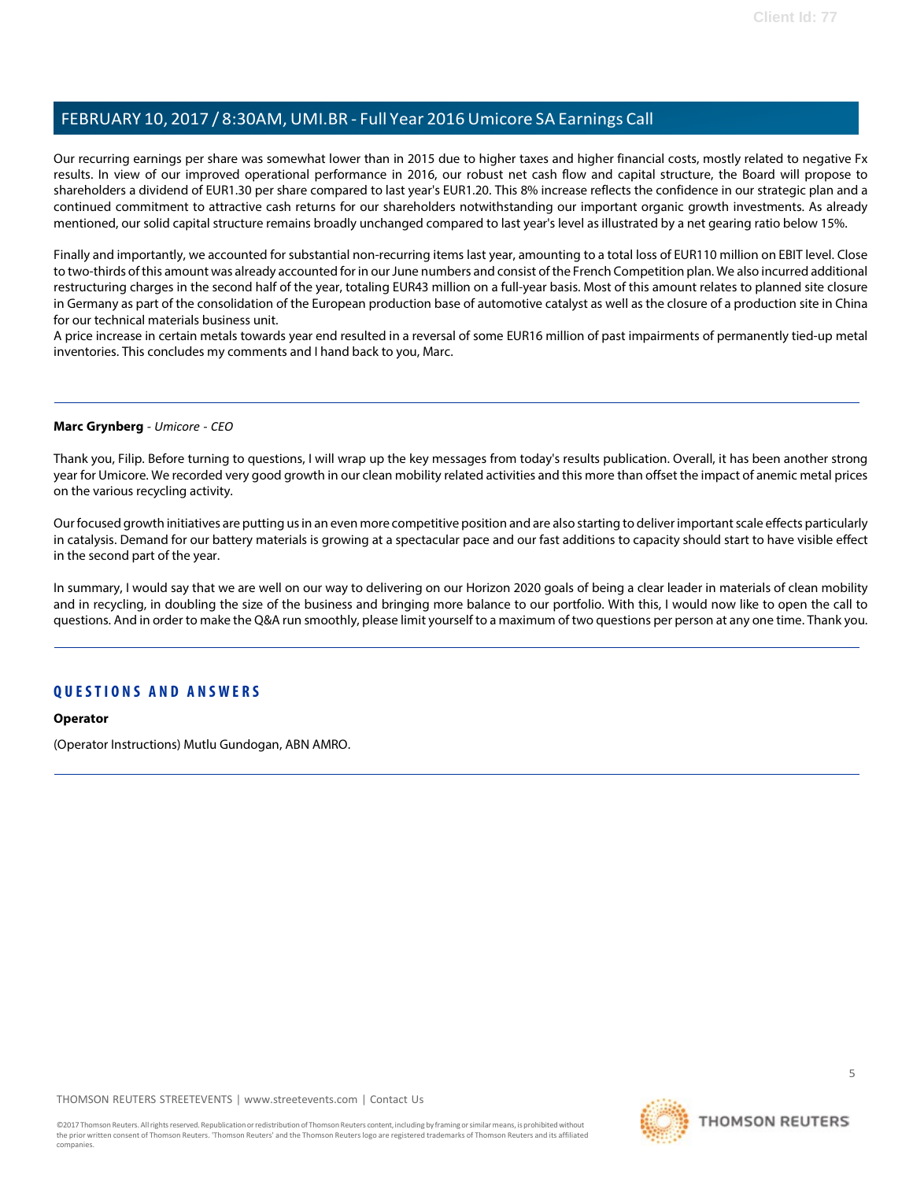Our recurring earnings per share was somewhat lower than in 2015 due to higher taxes and higher financial costs, mostly related to negative Fx results. In view of our improved operational performance in 2016, our robust net cash flow and capital structure, the Board will propose to shareholders a dividend of EUR1.30 per share compared to last year's EUR1.20. This 8% increase reflects the confidence in our strategic plan and a continued commitment to attractive cash returns for our shareholders notwithstanding our important organic growth investments. As already mentioned, our solid capital structure remains broadly unchanged compared to last year's level as illustrated by a net gearing ratio below 15%.

Finally and importantly, we accounted for substantial non-recurring items last year, amounting to a total loss of EUR110 million on EBIT level. Close to two-thirds of this amount was already accounted for in our June numbers and consist of the French Competition plan. We also incurred additional restructuring charges in the second half of the year, totaling EUR43 million on a full-year basis. Most of this amount relates to planned site closure in Germany as part of the consolidation of the European production base of automotive catalyst as well as the closure of a production site in China for our technical materials business unit.
A price increase in certain metals towards year end resulted in a reversal of some EUR16 million of past impairments of permanently tied-up metal inventories. This concludes my comments and I hand back to you, Marc.

---

**Marc Grynberg** - *Umicore - CEO*

Thank you, Filip. Before turning to questions, I will wrap up the key messages from today's results publication. Overall, it has been another strong year for Umicore. We recorded very good growth in our clean mobility related activities and this more than offset the impact of anemic metal prices on the various recycling activity.

Our focused growth initiatives are putting us in an even more competitive position and are also starting to deliver important scale effects particularly in catalysis. Demand for our battery materials is growing at a spectacular pace and our fast additions to capacity should start to have visible effect in the second part of the year.

In summary, I would say that we are well on our way to delivering on our Horizon 2020 goals of being a clear leader in materials of clean mobility and in recycling, in doubling the size of the business and bringing more balance to our portfolio. With this, I would now like to open the call to questions. And in order to make the Q&A run smoothly, please limit yourself to a maximum of two questions per person at any one time. Thank you.

---

## QUESTIONS AND ANSWERS

**Operator**

(Operator Instructions) Mutlu Gundogan, ABN AMRO.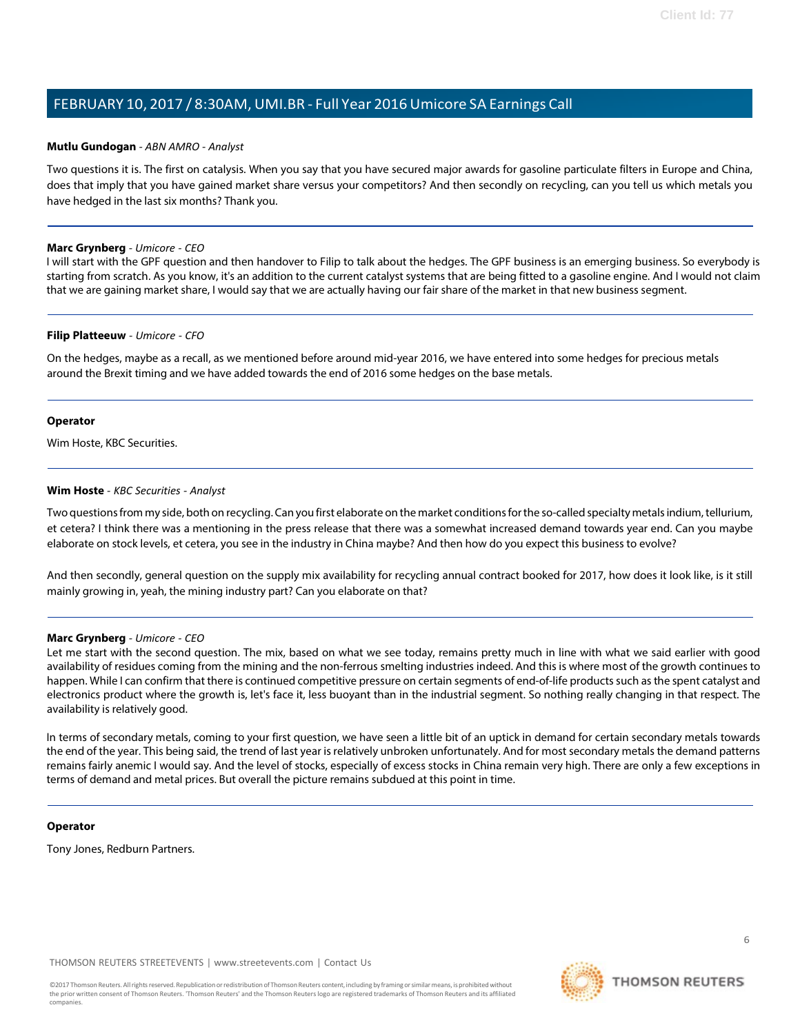**Mutlu Gundogan** - *ABN AMRO - Analyst*

Two questions it is. The first on catalysis. When you say that you have secured major awards for gasoline particulate filters in Europe and China, does that imply that you have gained market share versus your competitors? And then secondly on recycling, can you tell us which metals you have hedged in the last six months? Thank you.

---

**Marc Grynberg** - *Umicore - CEO*

I will start with the GPF question and then handover to Filip to talk about the hedges. The GPF business is an emerging business. So everybody is starting from scratch. As you know, it's an addition to the current catalyst systems that are being fitted to a gasoline engine. And I would not claim that we are gaining market share, I would say that we are actually having our fair share of the market in that new business segment.

---

**Filip Platteeuw** - *Umicore - CFO*

On the hedges, maybe as a recall, as we mentioned before around mid-year 2016, we have entered into some hedges for precious metals around the Brexit timing and we have added towards the end of 2016 some hedges on the base metals.

---

**Operator**

Wim Hoste, KBC Securities.

---

**Wim Hoste** - *KBC Securities - Analyst*

Two questions from my side, both on recycling. Can you first elaborate on the market conditions for the so-called specialty metals indium, tellurium, et cetera? I think there was a mentioning in the press release that there was a somewhat increased demand towards year end. Can you maybe elaborate on stock levels, et cetera, you see in the industry in China maybe? And then how do you expect this business to evolve?

And then secondly, general question on the supply mix availability for recycling annual contract booked for 2017, how does it look like, is it still mainly growing in, yeah, the mining industry part? Can you elaborate on that?

---

**Marc Grynberg** - *Umicore - CEO*

Let me start with the second question. The mix, based on what we see today, remains pretty much in line with what we said earlier with good availability of residues coming from the mining and the non-ferrous smelting industries indeed. And this is where most of the growth continues to happen. While I can confirm that there is continued competitive pressure on certain segments of end-of-life products such as the spent catalyst and electronics product where the growth is, let's face it, less buoyant than in the industrial segment. So nothing really changing in that respect. The availability is relatively good.

In terms of secondary metals, coming to your first question, we have seen a little bit of an uptick in demand for certain secondary metals towards the end of the year. This being said, the trend of last year is relatively unbroken unfortunately. And for most secondary metals the demand patterns remains fairly anemic I would say. And the level of stocks, especially of excess stocks in China remain very high. There are only a few exceptions in terms of demand and metal prices. But overall the picture remains subdued at this point in time.

---

**Operator**

Tony Jones, Redburn Partners.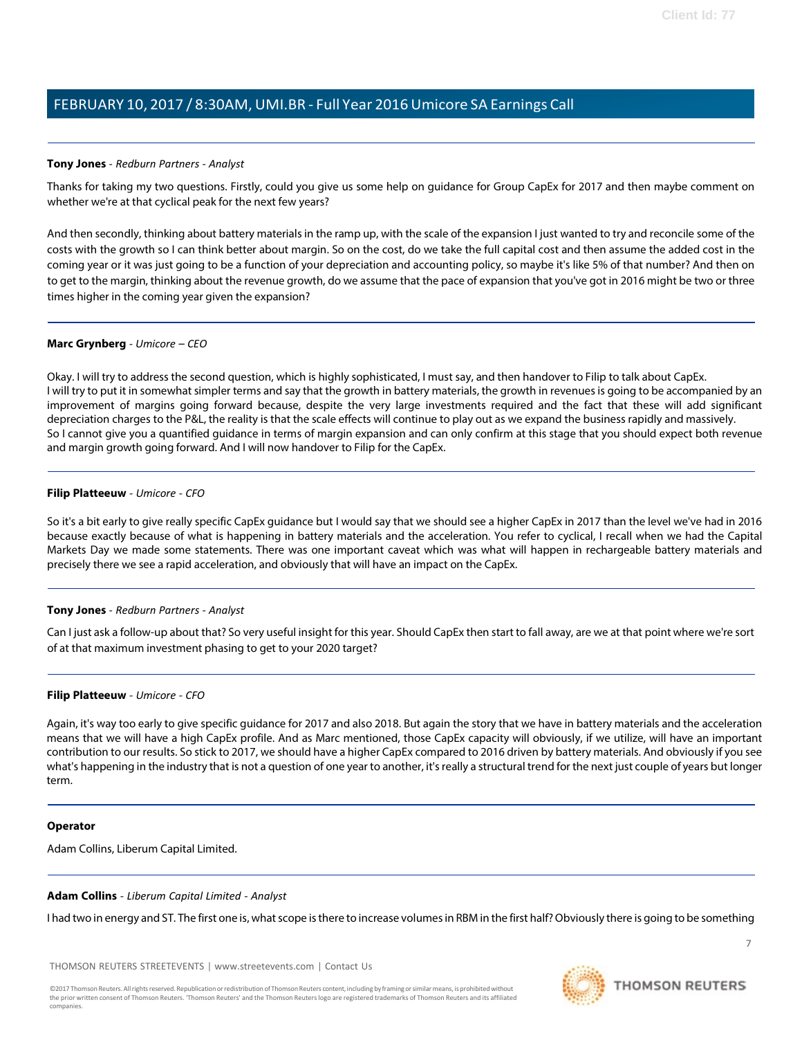**Tony Jones** - *Redburn Partners - Analyst*

Thanks for taking my two questions. Firstly, could you give us some help on guidance for Group CapEx for 2017 and then maybe comment on whether we're at that cyclical peak for the next few years?

And then secondly, thinking about battery materials in the ramp up, with the scale of the expansion I just wanted to try and reconcile some of the costs with the growth so I can think better about margin. So on the cost, do we take the full capital cost and then assume the added cost in the coming year or it was just going to be a function of your depreciation and accounting policy, so maybe it's like 5% of that number? And then on to get to the margin, thinking about the revenue growth, do we assume that the pace of expansion that you've got in 2016 might be two or three times higher in the coming year given the expansion?

---

**Marc Grynberg** - *Umicore – CEO*

Okay. I will try to address the second question, which is highly sophisticated, I must say, and then handover to Filip to talk about CapEx.
I will try to put it in somewhat simpler terms and say that the growth in battery materials, the growth in revenues is going to be accompanied by an improvement of margins going forward because, despite the very large investments required and the fact that these will add significant depreciation charges to the P&L, the reality is that the scale effects will continue to play out as we expand the business rapidly and massively.
So I cannot give you a quantified guidance in terms of margin expansion and can only confirm at this stage that you should expect both revenue and margin growth going forward. And I will now handover to Filip for the CapEx.

---

**Filip Platteeuw** - *Umicore - CFO*

So it's a bit early to give really specific CapEx guidance but I would say that we should see a higher CapEx in 2017 than the level we've had in 2016 because exactly because of what is happening in battery materials and the acceleration. You refer to cyclical, I recall when we had the Capital Markets Day we made some statements. There was one important caveat which was what will happen in rechargeable battery materials and precisely there we see a rapid acceleration, and obviously that will have an impact on the CapEx.

---

**Tony Jones** - *Redburn Partners - Analyst*

Can I just ask a follow-up about that? So very useful insight for this year. Should CapEx then start to fall away, are we at that point where we're sort of at that maximum investment phasing to get to your 2020 target?

---

**Filip Platteeuw** - *Umicore - CFO*

Again, it's way too early to give specific guidance for 2017 and also 2018. But again the story that we have in battery materials and the acceleration means that we will have a high CapEx profile. And as Marc mentioned, those CapEx capacity will obviously, if we utilize, will have an important contribution to our results. So stick to 2017, we should have a higher CapEx compared to 2016 driven by battery materials. And obviously if you see what's happening in the industry that is not a question of one year to another, it's really a structural trend for the next just couple of years but longer term.

---

**Operator**

Adam Collins, Liberum Capital Limited.

---

**Adam Collins** - *Liberum Capital Limited - Analyst*

I had two in energy and ST. The first one is, what scope is there to increase volumes in RBM in the first half? Obviously there is going to be something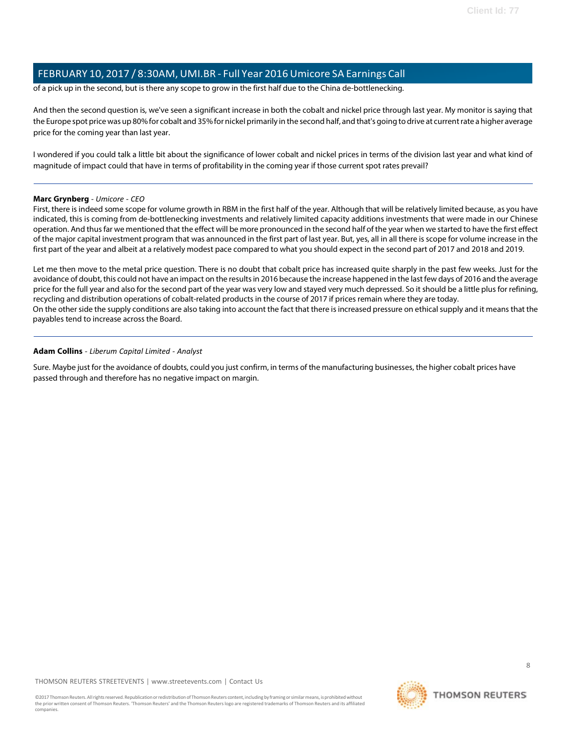of a pick up in the second, but is there any scope to grow in the first half due to the China de-bottlenecking.

And then the second question is, we've seen a significant increase in both the cobalt and nickel price through last year. My monitor is saying that the Europe spot price was up 80% for cobalt and 35% for nickel primarily in the second half, and that's going to drive at current rate a higher average price for the coming year than last year.

I wondered if you could talk a little bit about the significance of lower cobalt and nickel prices in terms of the division last year and what kind of magnitude of impact could that have in terms of profitability in the coming year if those current spot rates prevail?

---

**Marc Grynberg** - *Umicore - CEO*

First, there is indeed some scope for volume growth in RBM in the first half of the year. Although that will be relatively limited because, as you have indicated, this is coming from de-bottlenecking investments and relatively limited capacity additions investments that were made in our Chinese operation. And thus far we mentioned that the effect will be more pronounced in the second half of the year when we started to have the first effect of the major capital investment program that was announced in the first part of last year. But, yes, all in all there is scope for volume increase in the first part of the year and albeit at a relatively modest pace compared to what you should expect in the second part of 2017 and 2018 and 2019.

Let me then move to the metal price question. There is no doubt that cobalt price has increased quite sharply in the past few weeks. Just for the avoidance of doubt, this could not have an impact on the results in 2016 because the increase happened in the last few days of 2016 and the average price for the full year and also for the second part of the year was very low and stayed very much depressed. So it should be a little plus for refining, recycling and distribution operations of cobalt-related products in the course of 2017 if prices remain where they are today.
On the other side the supply conditions are also taking into account the fact that there is increased pressure on ethical supply and it means that the payables tend to increase across the Board.

---

**Adam Collins** - *Liberum Capital Limited - Analyst*

Sure. Maybe just for the avoidance of doubts, could you just confirm, in terms of the manufacturing businesses, the higher cobalt prices have passed through and therefore has no negative impact on margin.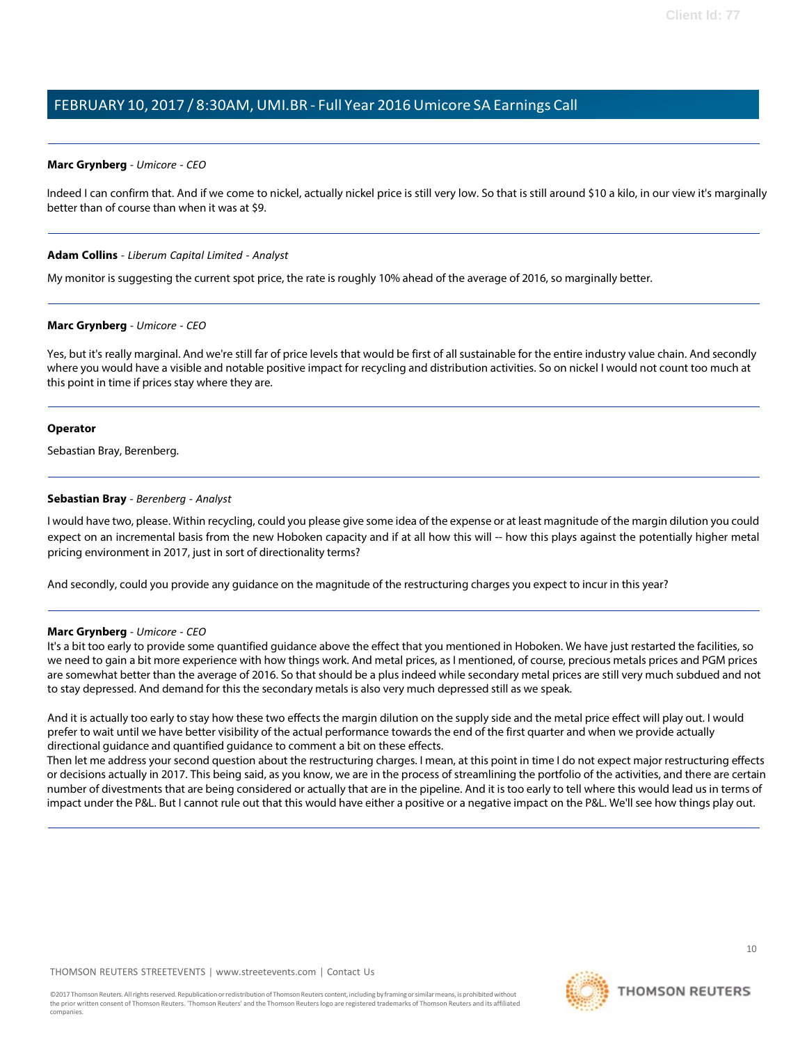**Marc Grynberg** - *Umicore - CEO*

Indeed I can confirm that. And if we come to nickel, actually nickel price is still very low. So that is still around $10 a kilo, in our view it's marginally better than of course than when it was at $9.

---

**Adam Collins** - *Liberum Capital Limited - Analyst*

My monitor is suggesting the current spot price, the rate is roughly 10% ahead of the average of 2016, so marginally better.

---

**Marc Grynberg** - *Umicore - CEO*

Yes, but it's really marginal. And we're still far of price levels that would be first of all sustainable for the entire industry value chain. And secondly where you would have a visible and notable positive impact for recycling and distribution activities. So on nickel I would not count too much at this point in time if prices stay where they are.

---

**Operator**

Sebastian Bray, Berenberg.

---

**Sebastian Bray** - *Berenberg - Analyst*

I would have two, please. Within recycling, could you please give some idea of the expense or at least magnitude of the margin dilution you could expect on an incremental basis from the new Hoboken capacity and if at all how this will -- how this plays against the potentially higher metal pricing environment in 2017, just in sort of directionality terms?

And secondly, could you provide any guidance on the magnitude of the restructuring charges you expect to incur in this year?

---

**Marc Grynberg** - *Umicore - CEO*

It's a bit too early to provide some quantified guidance above the effect that you mentioned in Hoboken. We have just restarted the facilities, so we need to gain a bit more experience with how things work. And metal prices, as I mentioned, of course, precious metals prices and PGM prices are somewhat better than the average of 2016. So that should be a plus indeed while secondary metal prices are still very much subdued and not to stay depressed. And demand for this the secondary metals is also very much depressed still as we speak.

And it is actually too early to stay how these two effects the margin dilution on the supply side and the metal price effect will play out. I would prefer to wait until we have better visibility of the actual performance towards the end of the first quarter and when we provide actually directional guidance and quantified guidance to comment a bit on these effects.

Then let me address your second question about the restructuring charges. I mean, at this point in time I do not expect major restructuring effects or decisions actually in 2017. This being said, as you know, we are in the process of streamlining the portfolio of the activities, and there are certain number of divestments that are being considered or actually that are in the pipeline. And it is too early to tell where this would lead us in terms of impact under the P&L. But I cannot rule out that this would have either a positive or a negative impact on the P&L. We'll see how things play out.

---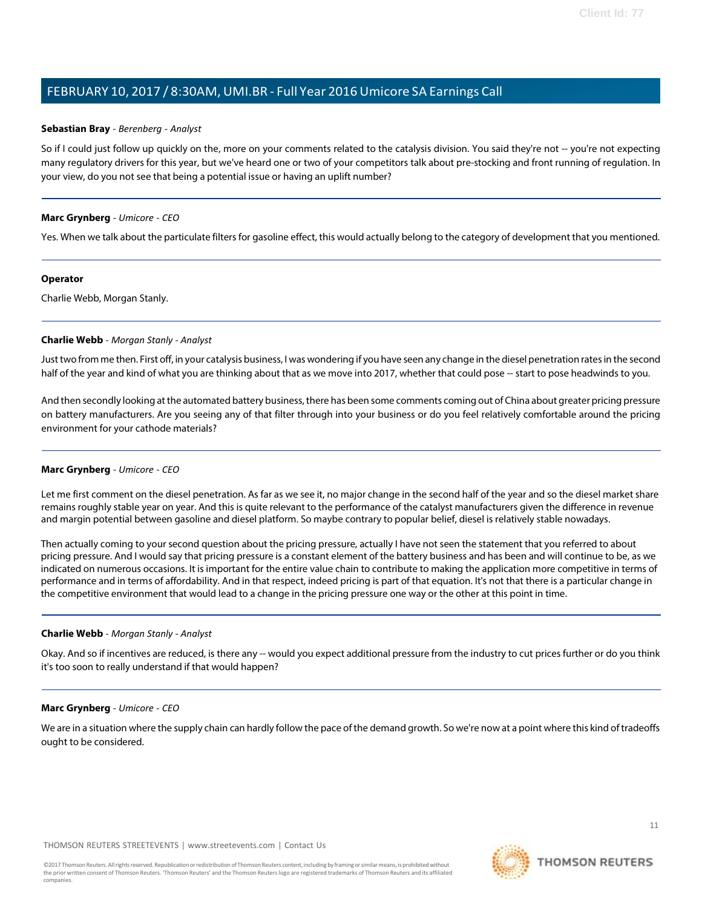**Sebastian Bray** - *Berenberg - Analyst*

So if I could just follow up quickly on the, more on your comments related to the catalysis division. You said they're not -- you're not expecting many regulatory drivers for this year, but we've heard one or two of your competitors talk about pre-stocking and front running of regulation. In your view, do you not see that being a potential issue or having an uplift number?

---

**Marc Grynberg** - *Umicore - CEO*

Yes. When we talk about the particulate filters for gasoline effect, this would actually belong to the category of development that you mentioned.

---

**Operator**

Charlie Webb, Morgan Stanly.

---

**Charlie Webb** - *Morgan Stanly - Analyst*

Just two from me then. First off, in your catalysis business, I was wondering if you have seen any change in the diesel penetration rates in the second half of the year and kind of what you are thinking about that as we move into 2017, whether that could pose -- start to pose headwinds to you.

And then secondly looking at the automated battery business, there has been some comments coming out of China about greater pricing pressure on battery manufacturers. Are you seeing any of that filter through into your business or do you feel relatively comfortable around the pricing environment for your cathode materials?

---

**Marc Grynberg** - *Umicore - CEO*

Let me first comment on the diesel penetration. As far as we see it, no major change in the second half of the year and so the diesel market share remains roughly stable year on year. And this is quite relevant to the performance of the catalyst manufacturers given the difference in revenue and margin potential between gasoline and diesel platform. So maybe contrary to popular belief, diesel is relatively stable nowadays.

Then actually coming to your second question about the pricing pressure, actually I have not seen the statement that you referred to about pricing pressure. And I would say that pricing pressure is a constant element of the battery business and has been and will continue to be, as we indicated on numerous occasions. It is important for the entire value chain to contribute to making the application more competitive in terms of performance and in terms of affordability. And in that respect, indeed pricing is part of that equation. It's not that there is a particular change in the competitive environment that would lead to a change in the pricing pressure one way or the other at this point in time.

---

**Charlie Webb** - *Morgan Stanly - Analyst*

Okay. And so if incentives are reduced, is there any -- would you expect additional pressure from the industry to cut prices further or do you think it's too soon to really understand if that would happen?

---

**Marc Grynberg** - *Umicore - CEO*

We are in a situation where the supply chain can hardly follow the pace of the demand growth. So we're now at a point where this kind of tradeoffs ought to be considered.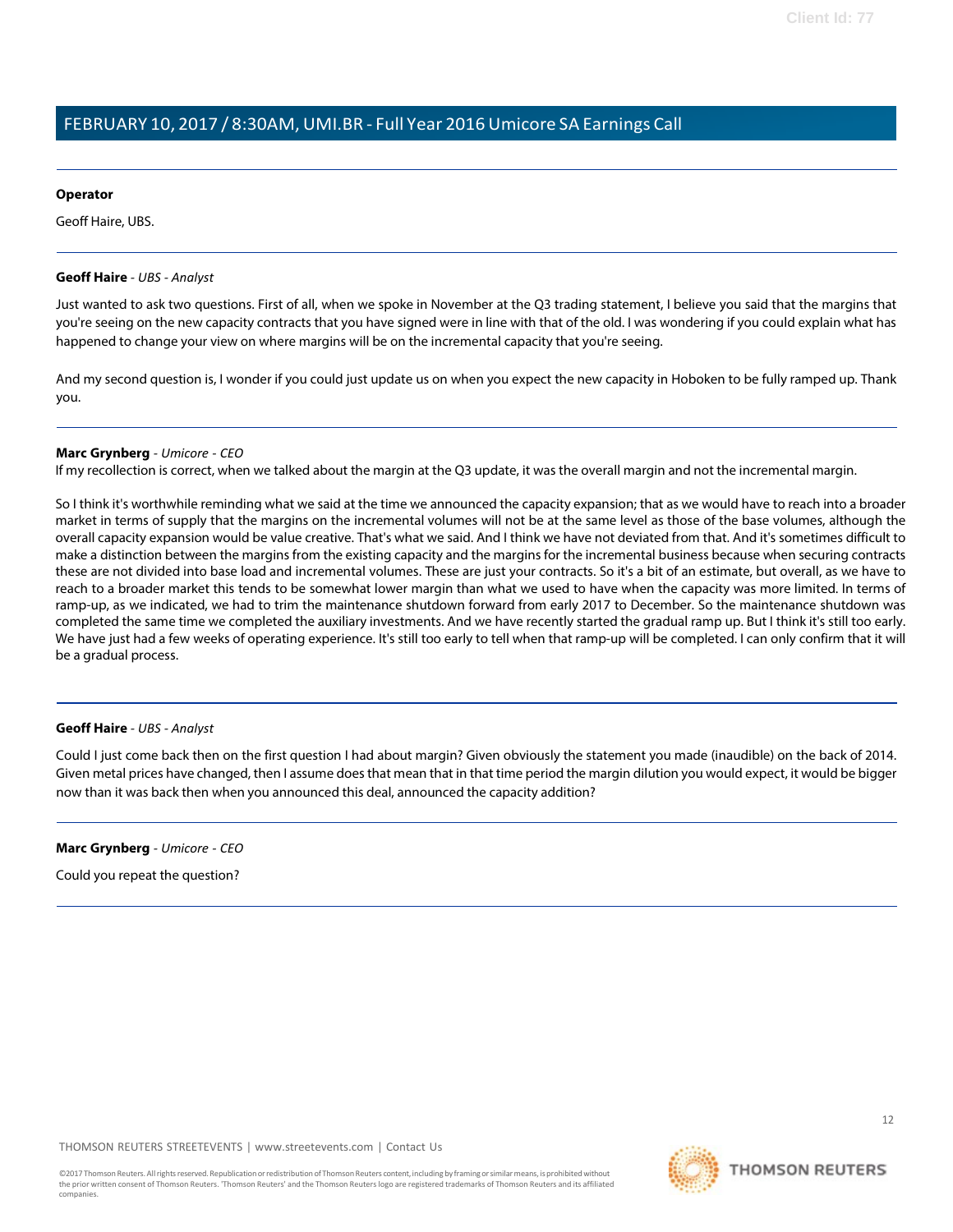**Operator**

Geoff Haire, UBS.

---

**Geoff Haire** - *UBS - Analyst*

Just wanted to ask two questions. First of all, when we spoke in November at the Q3 trading statement, I believe you said that the margins that you're seeing on the new capacity contracts that you have signed were in line with that of the old. I was wondering if you could explain what has happened to change your view on where margins will be on the incremental capacity that you're seeing.

And my second question is, I wonder if you could just update us on when you expect the new capacity in Hoboken to be fully ramped up. Thank you.

---

**Marc Grynberg** - *Umicore - CEO*

If my recollection is correct, when we talked about the margin at the Q3 update, it was the overall margin and not the incremental margin.

So I think it's worthwhile reminding what we said at the time we announced the capacity expansion; that as we would have to reach into a broader market in terms of supply that the margins on the incremental volumes will not be at the same level as those of the base volumes, although the overall capacity expansion would be value creative. That's what we said. And I think we have not deviated from that. And it's sometimes difficult to make a distinction between the margins from the existing capacity and the margins for the incremental business because when securing contracts these are not divided into base load and incremental volumes. These are just your contracts. So it's a bit of an estimate, but overall, as we have to reach to a broader market this tends to be somewhat lower margin than what we used to have when the capacity was more limited. In terms of ramp-up, as we indicated, we had to trim the maintenance shutdown forward from early 2017 to December. So the maintenance shutdown was completed the same time we completed the auxiliary investments. And we have recently started the gradual ramp up. But I think it's still too early. We have just had a few weeks of operating experience. It's still too early to tell when that ramp-up will be completed. I can only confirm that it will be a gradual process.

---

**Geoff Haire** - *UBS - Analyst*

Could I just come back then on the first question I had about margin? Given obviously the statement you made (inaudible) on the back of 2014. Given metal prices have changed, then I assume does that mean that in that time period the margin dilution you would expect, it would be bigger now than it was back then when you announced this deal, announced the capacity addition?

---

**Marc Grynberg** - *Umicore - CEO*

Could you repeat the question?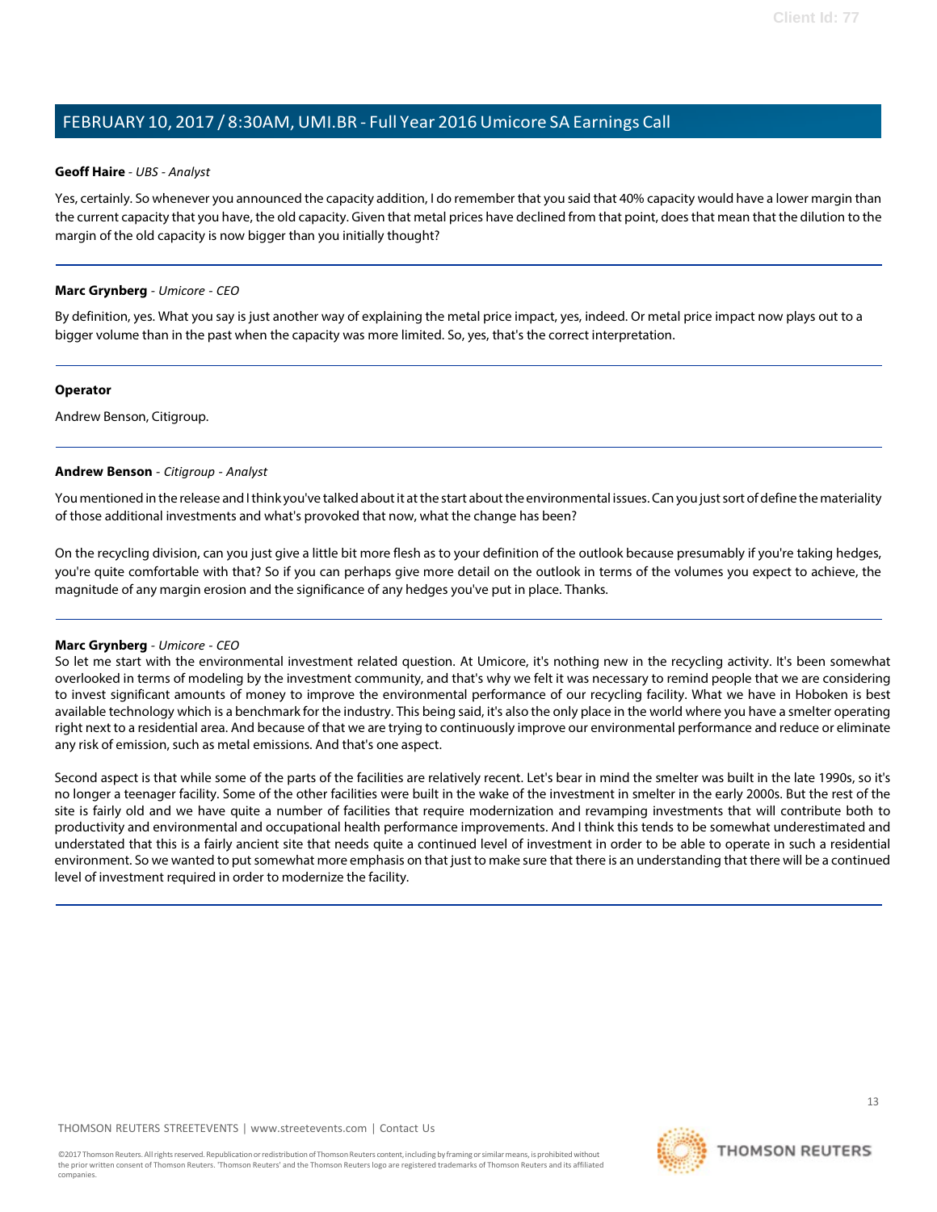**Geoff Haire** - *UBS - Analyst*

Yes, certainly. So whenever you announced the capacity addition, I do remember that you said that 40% capacity would have a lower margin than the current capacity that you have, the old capacity. Given that metal prices have declined from that point, does that mean that the dilution to the margin of the old capacity is now bigger than you initially thought?

---

**Marc Grynberg** - *Umicore - CEO*

By definition, yes. What you say is just another way of explaining the metal price impact, yes, indeed. Or metal price impact now plays out to a bigger volume than in the past when the capacity was more limited. So, yes, that's the correct interpretation.

---

**Operator**

Andrew Benson, Citigroup.

---

**Andrew Benson** - *Citigroup - Analyst*

You mentioned in the release and I think you've talked about it at the start about the environmental issues. Can you just sort of define the materiality of those additional investments and what's provoked that now, what the change has been?

On the recycling division, can you just give a little bit more flesh as to your definition of the outlook because presumably if you're taking hedges, you're quite comfortable with that? So if you can perhaps give more detail on the outlook in terms of the volumes you expect to achieve, the magnitude of any margin erosion and the significance of any hedges you've put in place. Thanks.

---

**Marc Grynberg** - *Umicore - CEO*

So let me start with the environmental investment related question. At Umicore, it's nothing new in the recycling activity. It's been somewhat overlooked in terms of modeling by the investment community, and that's why we felt it was necessary to remind people that we are considering to invest significant amounts of money to improve the environmental performance of our recycling facility. What we have in Hoboken is best available technology which is a benchmark for the industry. This being said, it's also the only place in the world where you have a smelter operating right next to a residential area. And because of that we are trying to continuously improve our environmental performance and reduce or eliminate any risk of emission, such as metal emissions. And that's one aspect.

Second aspect is that while some of the parts of the facilities are relatively recent. Let's bear in mind the smelter was built in the late 1990s, so it's no longer a teenager facility. Some of the other facilities were built in the wake of the investment in smelter in the early 2000s. But the rest of the site is fairly old and we have quite a number of facilities that require modernization and revamping investments that will contribute both to productivity and environmental and occupational health performance improvements. And I think this tends to be somewhat underestimated and understated that this is a fairly ancient site that needs quite a continued level of investment in order to be able to operate in such a residential environment. So we wanted to put somewhat more emphasis on that just to make sure that there is an understanding that there will be a continued level of investment required in order to modernize the facility.

---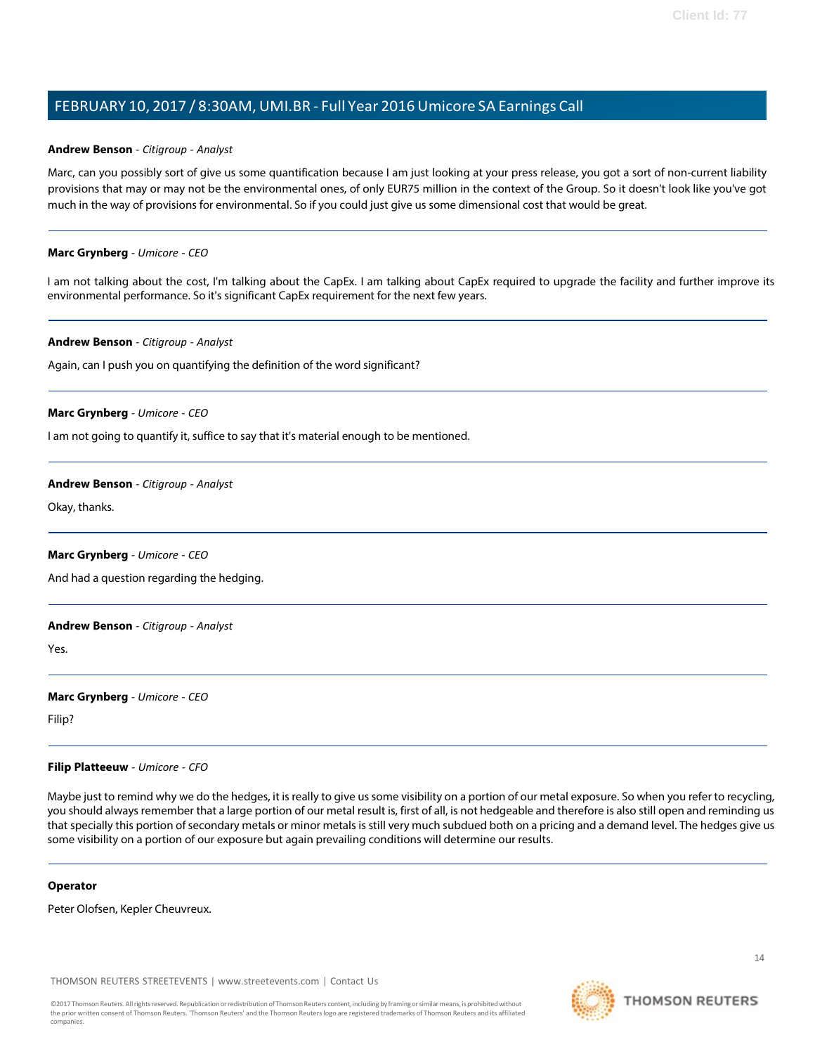**Andrew Benson** - *Citigroup - Analyst*

Marc, can you possibly sort of give us some quantification because I am just looking at your press release, you got a sort of non-current liability provisions that may or may not be the environmental ones, of only EUR75 million in the context of the Group. So it doesn't look like you've got much in the way of provisions for environmental. So if you could just give us some dimensional cost that would be great.

---

**Marc Grynberg** - *Umicore - CEO*

I am not talking about the cost, I'm talking about the CapEx. I am talking about CapEx required to upgrade the facility and further improve its environmental performance. So it's significant CapEx requirement for the next few years.

---

**Andrew Benson** - *Citigroup - Analyst*

Again, can I push you on quantifying the definition of the word significant?

---

**Marc Grynberg** - *Umicore - CEO*

I am not going to quantify it, suffice to say that it's material enough to be mentioned.

---

**Andrew Benson** - *Citigroup - Analyst*

Okay, thanks.

---

**Marc Grynberg** - *Umicore - CEO*

And had a question regarding the hedging.

---

**Andrew Benson** - *Citigroup - Analyst*

Yes.

---

**Marc Grynberg** - *Umicore - CEO*

Filip?

---

**Filip Platteeuw** - *Umicore - CFO*

Maybe just to remind why we do the hedges, it is really to give us some visibility on a portion of our metal exposure. So when you refer to recycling, you should always remember that a large portion of our metal result is, first of all, is not hedgeable and therefore is also still open and reminding us that specially this portion of secondary metals or minor metals is still very much subdued both on a pricing and a demand level. The hedges give us some visibility on a portion of our exposure but again prevailing conditions will determine our results.

---

**Operator**

Peter Olofsen, Kepler Cheuvreux.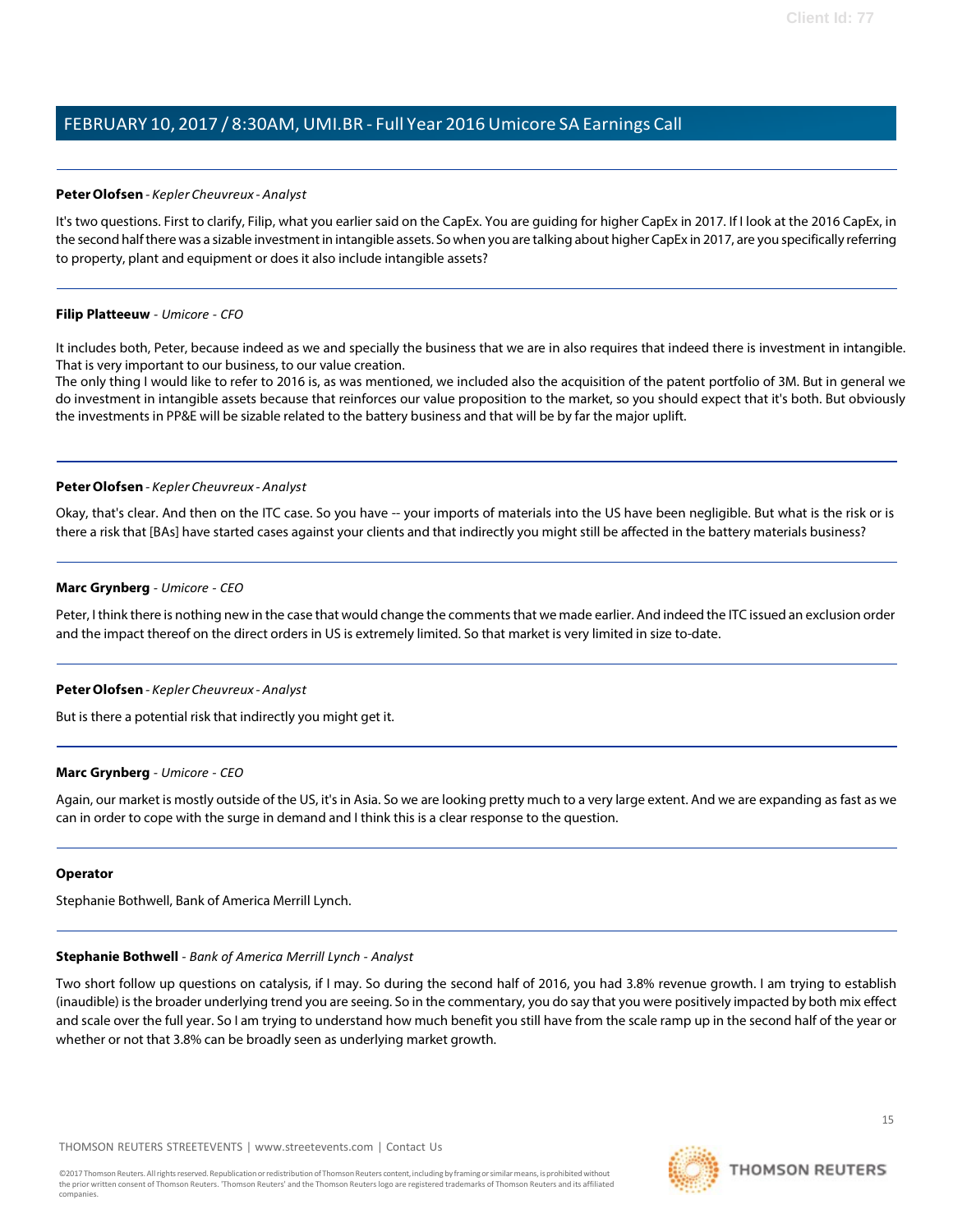**Peter Olofsen** - *Kepler Cheuvreux - Analyst*

It's two questions. First to clarify, Filip, what you earlier said on the CapEx. You are guiding for higher CapEx in 2017. If I look at the 2016 CapEx, in the second half there was a sizable investment in intangible assets. So when you are talking about higher CapEx in 2017, are you specifically referring to property, plant and equipment or does it also include intangible assets?

**Filip Platteeuw** - *Umicore - CFO*

It includes both, Peter, because indeed as we and specially the business that we are in also requires that indeed there is investment in intangible. That is very important to our business, to our value creation.

The only thing I would like to refer to 2016 is, as was mentioned, we included also the acquisition of the patent portfolio of 3M. But in general we do investment in intangible assets because that reinforces our value proposition to the market, so you should expect that it's both. But obviously the investments in PP&E will be sizable related to the battery business and that will be by far the major uplift.

**Peter Olofsen** - *Kepler Cheuvreux - Analyst*

Okay, that's clear. And then on the ITC case. So you have -- your imports of materials into the US have been negligible. But what is the risk or is there a risk that [BAs] have started cases against your clients and that indirectly you might still be affected in the battery materials business?

**Marc Grynberg** - *Umicore - CEO*

Peter, I think there is nothing new in the case that would change the comments that we made earlier. And indeed the ITC issued an exclusion order and the impact thereof on the direct orders in US is extremely limited. So that market is very limited in size to-date.

**Peter Olofsen** - *Kepler Cheuvreux - Analyst*

But is there a potential risk that indirectly you might get it.

**Marc Grynberg** - *Umicore - CEO*

Again, our market is mostly outside of the US, it's in Asia. So we are looking pretty much to a very large extent. And we are expanding as fast as we can in order to cope with the surge in demand and I think this is a clear response to the question.

**Operator**

Stephanie Bothwell, Bank of America Merrill Lynch.

**Stephanie Bothwell** - *Bank of America Merrill Lynch - Analyst*

Two short follow up questions on catalysis, if I may. So during the second half of 2016, you had 3.8% revenue growth. I am trying to establish (inaudible) is the broader underlying trend you are seeing. So in the commentary, you do say that you were positively impacted by both mix effect and scale over the full year. So I am trying to understand how much benefit you still have from the scale ramp up in the second half of the year or whether or not that 3.8% can be broadly seen as underlying market growth.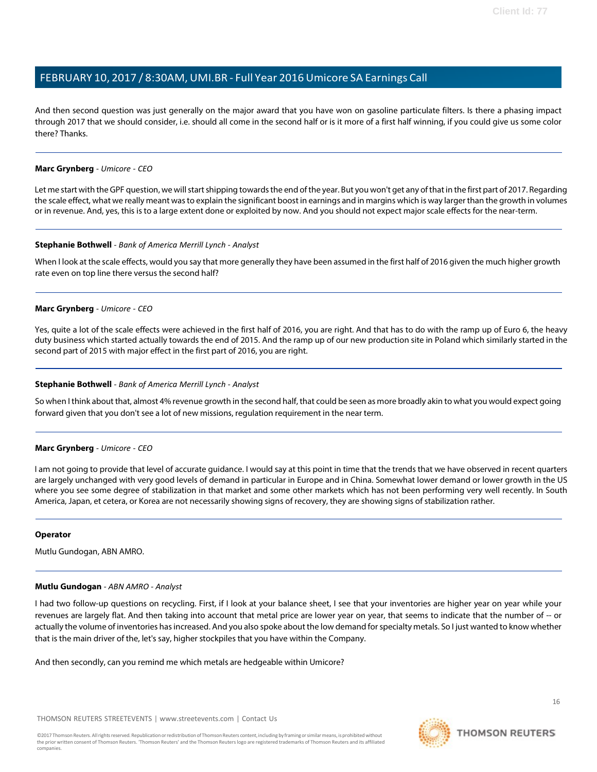And then second question was just generally on the major award that you have won on gasoline particulate filters. Is there a phasing impact through 2017 that we should consider, i.e. should all come in the second half or is it more of a first half winning, if you could give us some color there? Thanks.

---

**Marc Grynberg** - *Umicore - CEO*

Let me start with the GPF question, we will start shipping towards the end of the year. But you won't get any of that in the first part of 2017. Regarding the scale effect, what we really meant was to explain the significant boost in earnings and in margins which is way larger than the growth in volumes or in revenue. And, yes, this is to a large extent done or exploited by now. And you should not expect major scale effects for the near-term.

---

**Stephanie Bothwell** - *Bank of America Merrill Lynch - Analyst*

When I look at the scale effects, would you say that more generally they have been assumed in the first half of 2016 given the much higher growth rate even on top line there versus the second half?

---

**Marc Grynberg** - *Umicore - CEO*

Yes, quite a lot of the scale effects were achieved in the first half of 2016, you are right. And that has to do with the ramp up of Euro 6, the heavy duty business which started actually towards the end of 2015. And the ramp up of our new production site in Poland which similarly started in the second part of 2015 with major effect in the first part of 2016, you are right.

---

**Stephanie Bothwell** - *Bank of America Merrill Lynch - Analyst*

So when I think about that, almost 4% revenue growth in the second half, that could be seen as more broadly akin to what you would expect going forward given that you don't see a lot of new missions, regulation requirement in the near term.

---

**Marc Grynberg** - *Umicore - CEO*

I am not going to provide that level of accurate guidance. I would say at this point in time that the trends that we have observed in recent quarters are largely unchanged with very good levels of demand in particular in Europe and in China. Somewhat lower demand or lower growth in the US where you see some degree of stabilization in that market and some other markets which has not been performing very well recently. In South America, Japan, et cetera, or Korea are not necessarily showing signs of recovery, they are showing signs of stabilization rather.

---

**Operator**

Mutlu Gundogan, ABN AMRO.

---

**Mutlu Gundogan** - *ABN AMRO - Analyst*

I had two follow-up questions on recycling. First, if I look at your balance sheet, I see that your inventories are higher year on year while your revenues are largely flat. And then taking into account that metal price are lower year on year, that seems to indicate that the number of -- or actually the volume of inventories has increased. And you also spoke about the low demand for specialty metals. So I just wanted to know whether that is the main driver of the, let's say, higher stockpiles that you have within the Company.

And then secondly, can you remind me which metals are hedgeable within Umicore?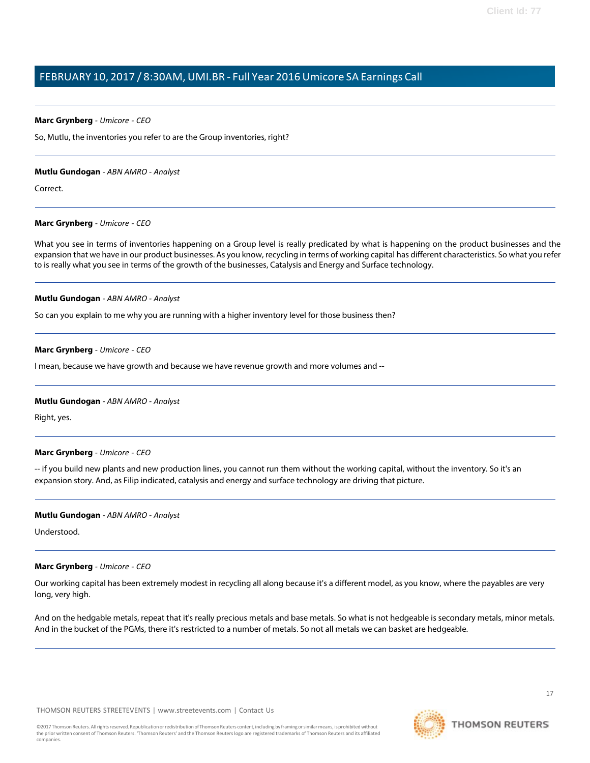**Marc Grynberg** - *Umicore - CEO*

So, Mutlu, the inventories you refer to are the Group inventories, right?

---

**Mutlu Gundogan** - *ABN AMRO - Analyst*

Correct.

---

**Marc Grynberg** - *Umicore - CEO*

What you see in terms of inventories happening on a Group level is really predicated by what is happening on the product businesses and the expansion that we have in our product businesses. As you know, recycling in terms of working capital has different characteristics. So what you refer to is really what you see in terms of the growth of the businesses, Catalysis and Energy and Surface technology.

---

**Mutlu Gundogan** - *ABN AMRO - Analyst*

So can you explain to me why you are running with a higher inventory level for those business then?

---

**Marc Grynberg** - *Umicore - CEO*

I mean, because we have growth and because we have revenue growth and more volumes and --

---

**Mutlu Gundogan** - *ABN AMRO - Analyst*

Right, yes.

---

**Marc Grynberg** - *Umicore - CEO*

-- if you build new plants and new production lines, you cannot run them without the working capital, without the inventory. So it's an expansion story. And, as Filip indicated, catalysis and energy and surface technology are driving that picture.

---

**Mutlu Gundogan** - *ABN AMRO - Analyst*

Understood.

---

**Marc Grynberg** - *Umicore - CEO*

Our working capital has been extremely modest in recycling all along because it's a different model, as you know, where the payables are very long, very high.

And on the hedgable metals, repeat that it's really precious metals and base metals. So what is not hedgeable is secondary metals, minor metals. And in the bucket of the PGMs, there it's restricted to a number of metals. So not all metals we can basket are hedgeable.

---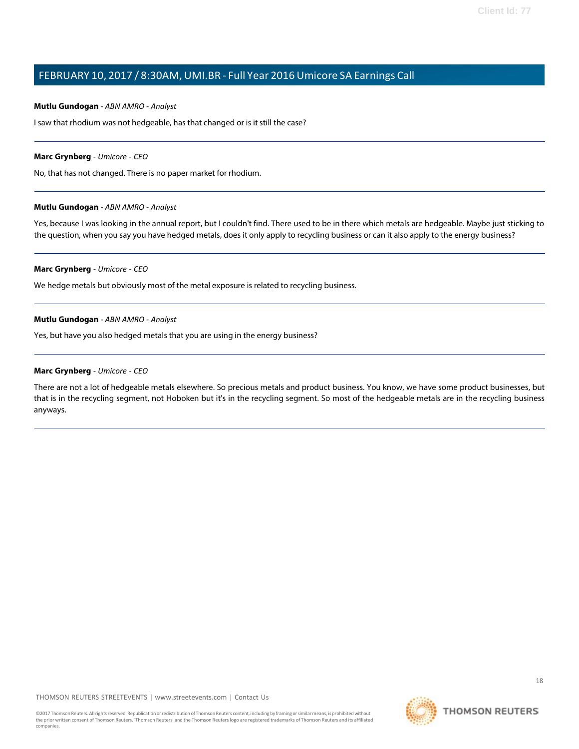**Mutlu Gundogan** - *ABN AMRO - Analyst*

I saw that rhodium was not hedgeable, has that changed or is it still the case?

---

**Marc Grynberg** - *Umicore - CEO*

No, that has not changed. There is no paper market for rhodium.

---

**Mutlu Gundogan** - *ABN AMRO - Analyst*

Yes, because I was looking in the annual report, but I couldn't find. There used to be in there which metals are hedgeable. Maybe just sticking to the question, when you say you have hedged metals, does it only apply to recycling business or can it also apply to the energy business?

---

**Marc Grynberg** - *Umicore - CEO*

We hedge metals but obviously most of the metal exposure is related to recycling business.

---

**Mutlu Gundogan** - *ABN AMRO - Analyst*

Yes, but have you also hedged metals that you are using in the energy business?

---

**Marc Grynberg** - *Umicore - CEO*

There are not a lot of hedgeable metals elsewhere. So precious metals and product business. You know, we have some product businesses, but that is in the recycling segment, not Hoboken but it's in the recycling segment. So most of the hedgeable metals are in the recycling business anyways.

---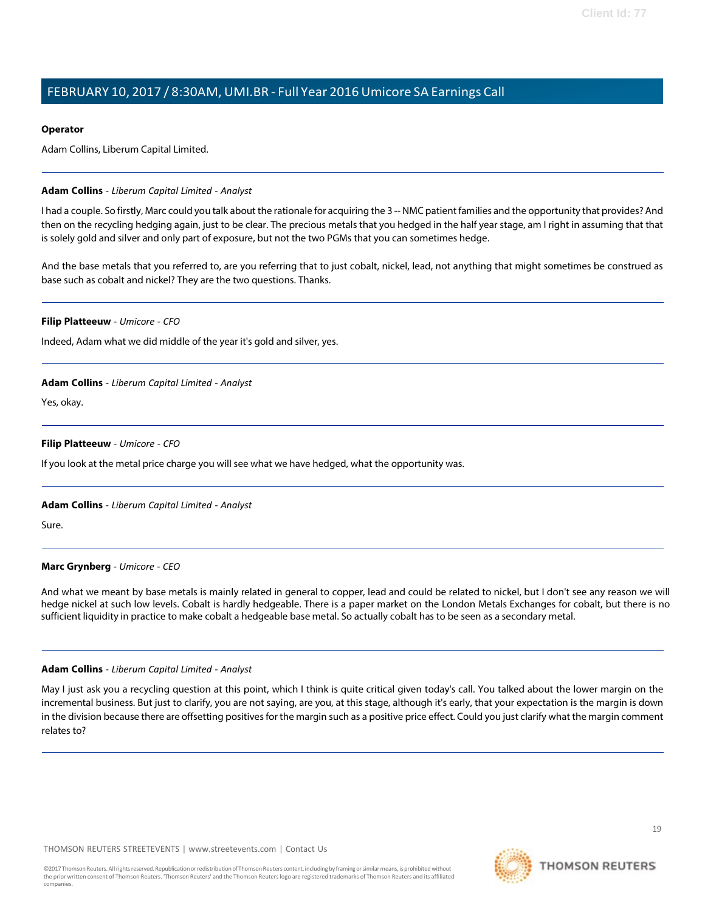**Operator**

Adam Collins, Liberum Capital Limited.

---

**Adam Collins** - *Liberum Capital Limited - Analyst*

I had a couple. So firstly, Marc could you talk about the rationale for acquiring the 3 -- NMC patient families and the opportunity that provides? And then on the recycling hedging again, just to be clear. The precious metals that you hedged in the half year stage, am I right in assuming that that is solely gold and silver and only part of exposure, but not the two PGMs that you can sometimes hedge.

And the base metals that you referred to, are you referring that to just cobalt, nickel, lead, not anything that might sometimes be construed as base such as cobalt and nickel? They are the two questions. Thanks.

---

**Filip Platteeuw** - *Umicore - CFO*

Indeed, Adam what we did middle of the year it's gold and silver, yes.

---

**Adam Collins** - *Liberum Capital Limited - Analyst*

Yes, okay.

---

**Filip Platteeuw** - *Umicore - CFO*

If you look at the metal price charge you will see what we have hedged, what the opportunity was.

---

**Adam Collins** - *Liberum Capital Limited - Analyst*

Sure.

---

**Marc Grynberg** - *Umicore - CEO*

And what we meant by base metals is mainly related in general to copper, lead and could be related to nickel, but I don't see any reason we will hedge nickel at such low levels. Cobalt is hardly hedgeable. There is a paper market on the London Metals Exchanges for cobalt, but there is no sufficient liquidity in practice to make cobalt a hedgeable base metal. So actually cobalt has to be seen as a secondary metal.

---

**Adam Collins** - *Liberum Capital Limited - Analyst*

May I just ask you a recycling question at this point, which I think is quite critical given today's call. You talked about the lower margin on the incremental business. But just to clarify, you are not saying, are you, at this stage, although it's early, that your expectation is the margin is down in the division because there are offsetting positives for the margin such as a positive price effect. Could you just clarify what the margin comment relates to?

---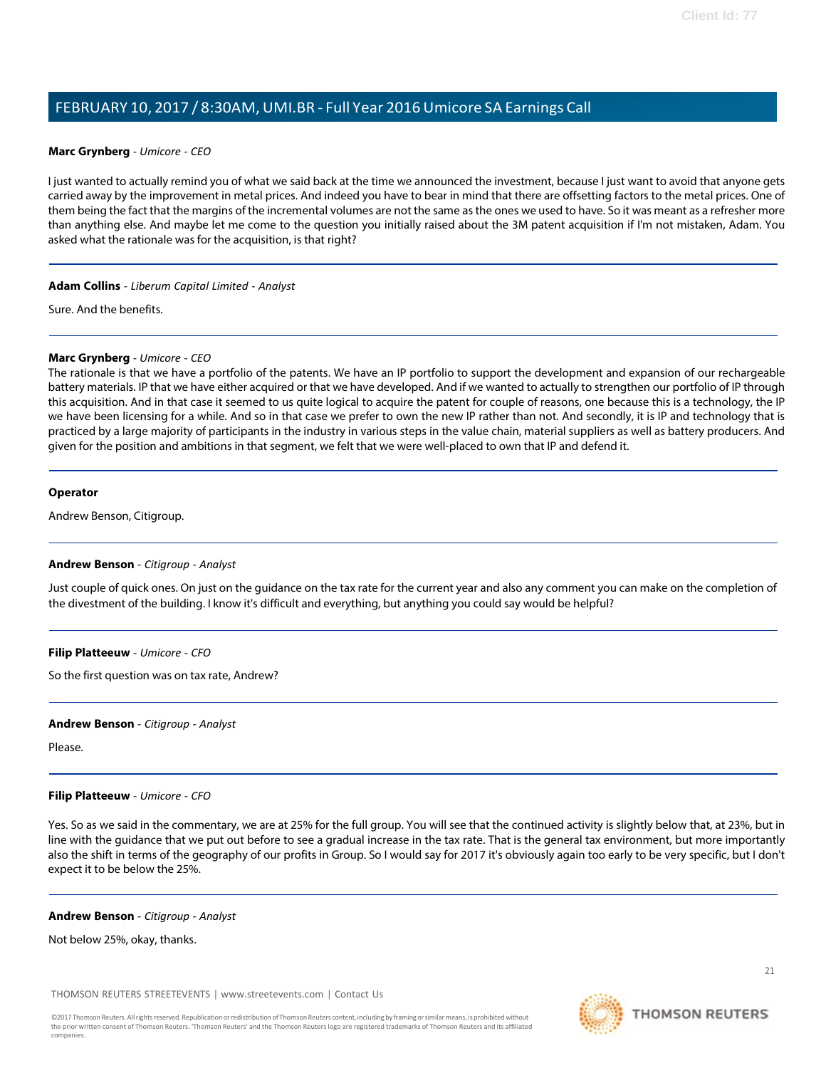**Marc Grynberg** - *Umicore - CEO*

I just wanted to actually remind you of what we said back at the time we announced the investment, because I just want to avoid that anyone gets carried away by the improvement in metal prices. And indeed you have to bear in mind that there are offsetting factors to the metal prices. One of them being the fact that the margins of the incremental volumes are not the same as the ones we used to have. So it was meant as a refresher more than anything else. And maybe let me come to the question you initially raised about the 3M patent acquisition if I'm not mistaken, Adam. You asked what the rationale was for the acquisition, is that right?

---

**Adam Collins** - *Liberum Capital Limited - Analyst*

Sure. And the benefits.

---

**Marc Grynberg** - *Umicore - CEO*

The rationale is that we have a portfolio of the patents. We have an IP portfolio to support the development and expansion of our rechargeable battery materials. IP that we have either acquired or that we have developed. And if we wanted to actually to strengthen our portfolio of IP through this acquisition. And in that case it seemed to us quite logical to acquire the patent for couple of reasons, one because this is a technology, the IP we have been licensing for a while. And so in that case we prefer to own the new IP rather than not. And secondly, it is IP and technology that is practiced by a large majority of participants in the industry in various steps in the value chain, material suppliers as well as battery producers. And given for the position and ambitions in that segment, we felt that we were well-placed to own that IP and defend it.

---

**Operator**

Andrew Benson, Citigroup.

---

**Andrew Benson** - *Citigroup - Analyst*

Just couple of quick ones. On just on the guidance on the tax rate for the current year and also any comment you can make on the completion of the divestment of the building. I know it's difficult and everything, but anything you could say would be helpful?

---

**Filip Platteeuw** - *Umicore - CFO*

So the first question was on tax rate, Andrew?

---

**Andrew Benson** - *Citigroup - Analyst*

Please.

---

**Filip Platteeuw** - *Umicore - CFO*

Yes. So as we said in the commentary, we are at 25% for the full group. You will see that the continued activity is slightly below that, at 23%, but in line with the guidance that we put out before to see a gradual increase in the tax rate. That is the general tax environment, but more importantly also the shift in terms of the geography of our profits in Group. So I would say for 2017 it's obviously again too early to be very specific, but I don't expect it to be below the 25%.

---

**Andrew Benson** - *Citigroup - Analyst*

Not below 25%, okay, thanks.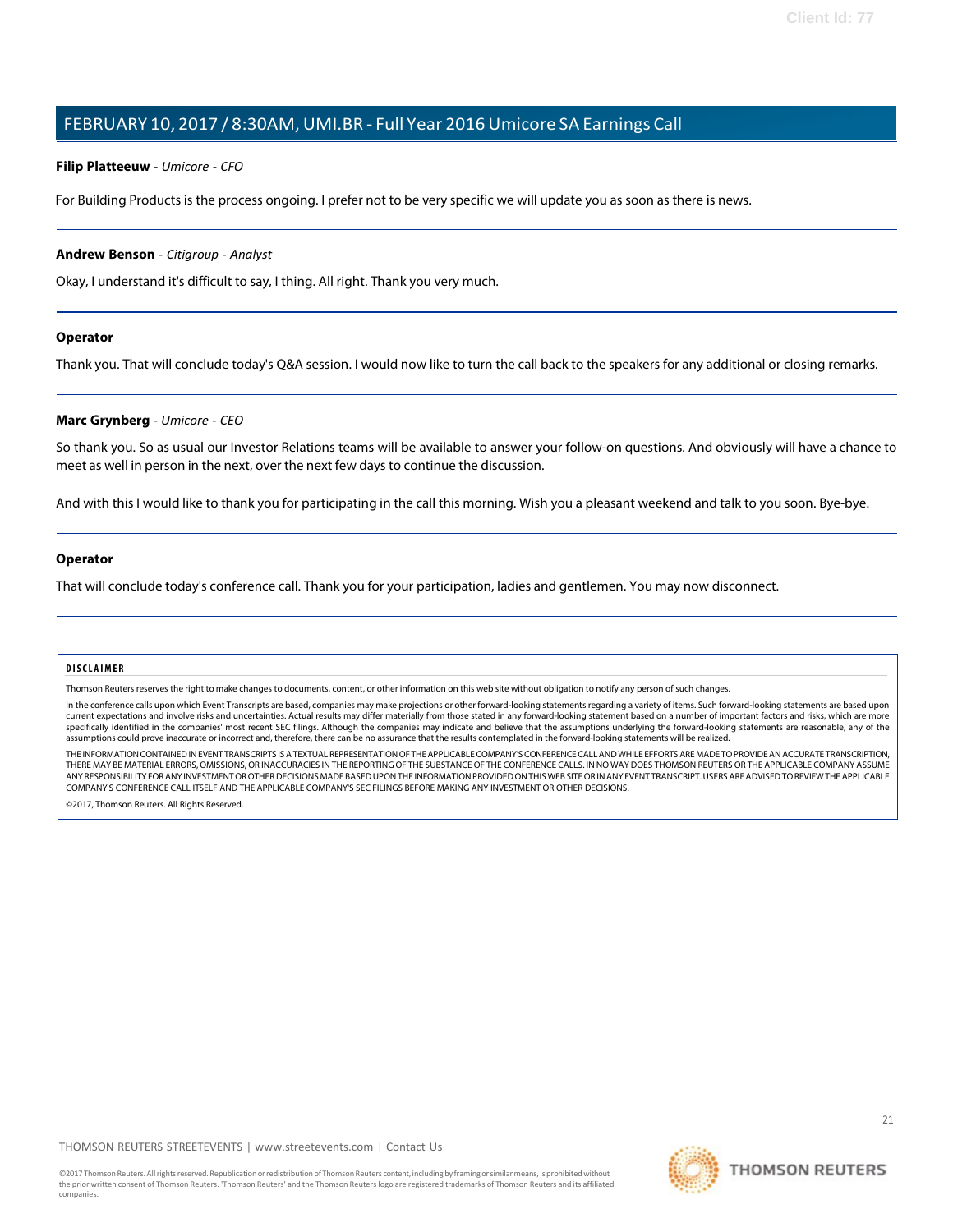**Filip Platteeuw** - *Umicore - CFO*

For Building Products is the process ongoing. I prefer not to be very specific we will update you as soon as there is news.

---

**Andrew Benson** - *Citigroup - Analyst*

Okay, I understand it's difficult to say, I thing. All right. Thank you very much.

---

**Operator**

Thank you. That will conclude today's Q&A session. I would now like to turn the call back to the speakers for any additional or closing remarks.

---

**Marc Grynberg** - *Umicore - CEO*

So thank you. So as usual our Investor Relations teams will be available to answer your follow-on questions. And obviously will have a chance to meet as well in person in the next, over the next few days to continue the discussion.

And with this I would like to thank you for participating in the call this morning. Wish you a pleasant weekend and talk to you soon. Bye-bye.

---

**Operator**

That will conclude today's conference call. Thank you for your participation, ladies and gentlemen. You may now disconnect.

---

**DISCLAIMER**

Thomson Reuters reserves the right to make changes to documents, content, or other information on this web site without obligation to notify any person of such changes.

In the conference calls upon which Event Transcripts are based, companies may make projections or other forward-looking statements regarding a variety of items. Such forward-looking statements are based upon current expectations and involve risks and uncertainties. Actual results may differ materially from those stated in any forward-looking statement based on a number of important factors and risks, which are more specifically identified in the companies' most recent SEC filings. Although the companies may indicate and believe that the assumptions underlying the forward-looking statements are reasonable, any of the assumptions could prove inaccurate or incorrect and, therefore, there can be no assurance that the results contemplated in the forward-looking statements will be realized.

THE INFORMATION CONTAINED IN EVENT TRANSCRIPTS IS A TEXTUAL REPRESENTATION OF THE APPLICABLE COMPANY'S CONFERENCE CALL AND WHILE EFFORTS ARE MADE TO PROVIDE AN ACCURATE TRANSCRIPTION, THERE MAY BE MATERIAL ERRORS, OMISSIONS, OR INACCURACIES IN THE REPORTING OF THE SUBSTANCE OF THE CONFERENCE CALLS. IN NO WAY DOES THOMSON REUTERS OR THE APPLICABLE COMPANY ASSUME ANY RESPONSIBILITY FOR ANY INVESTMENT OR OTHER DECISIONS MADE BASED UPON THE INFORMATION PROVIDED ON THIS WEB SITE OR IN ANY EVENT TRANSCRIPT. USERS ARE ADVISED TO REVIEW THE APPLICABLE COMPANY'S CONFERENCE CALL ITSELF AND THE APPLICABLE COMPANY'S SEC FILINGS BEFORE MAKING ANY INVESTMENT OR OTHER DECISIONS.

©2017, Thomson Reuters. All Rights Reserved.